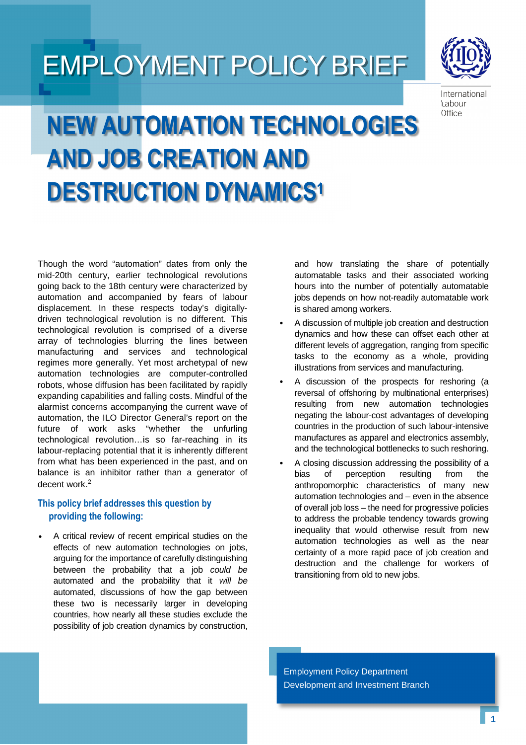EMPLOYMENT POLICY BRIEF

International Labour Office

# NEW AUTOMATION TECHNOLOGIES AND JOB CREATION AND DESTRUCTION DYNAMICS[1]

Though the word "automation" dates from only the mid-20th century, earlier technological revolutions going back to the 18th century were characterized by automation and accompanied by fears of labour displacement. In these respects today's digitally-driven technological revolution is no different. This technological revolution is comprised of a diverse array of technologies blurring the lines between manufacturing and services and technological regimes more generally. Yet most archetypal of new automation technologies are computer-controlled robots, whose diffusion has been facilitated by rapidly expanding capabilities and falling costs. Mindful of the alarmist concerns accompanying the current wave of automation, the ILO Director General's report on the future of work asks "whether the unfurling technological revolution…is so far-reaching in its labour-replacing potential that it is inherently different from what has been experienced in the past, and on balance is an inhibitor rather than a generator of decent work.[2]

## This policy brief addresses this question by providing the following:

- A critical review of recent empirical studies on the effects of new automation technologies on jobs, arguing for the importance of carefully distinguishing between the probability that a job *could be* automated and the probability that it *will be* automated, discussions of how the gap between these two is necessarily larger in developing countries, how nearly all these studies exclude the possibility of job creation dynamics by construction, and how translating the share of potentially automatable tasks and their associated working hours into the number of potentially automatable jobs depends on how not-readily automatable work is shared among workers.
- A discussion of multiple job creation and destruction dynamics and how these can offset each other at different levels of aggregation, ranging from specific tasks to the economy as a whole, providing illustrations from services and manufacturing.
- A discussion of the prospects for reshoring (a reversal of offshoring by multinational enterprises) resulting from new automation technologies negating the labour-cost advantages of developing countries in the production of such labour-intensive manufactures as apparel and electronics assembly, and the technological bottlenecks to such reshoring.
- A closing discussion addressing the possibility of a bias of perception resulting from the anthropomorphic characteristics of many new automation technologies and – even in the absence of overall job loss – the need for progressive policies to address the probable tendency towards growing inequality that would otherwise result from new automation technologies as well as the near certainty of a more rapid pace of job creation and destruction and the challenge for workers of transitioning from old to new jobs.

Employment Policy Department
Development and Investment Branch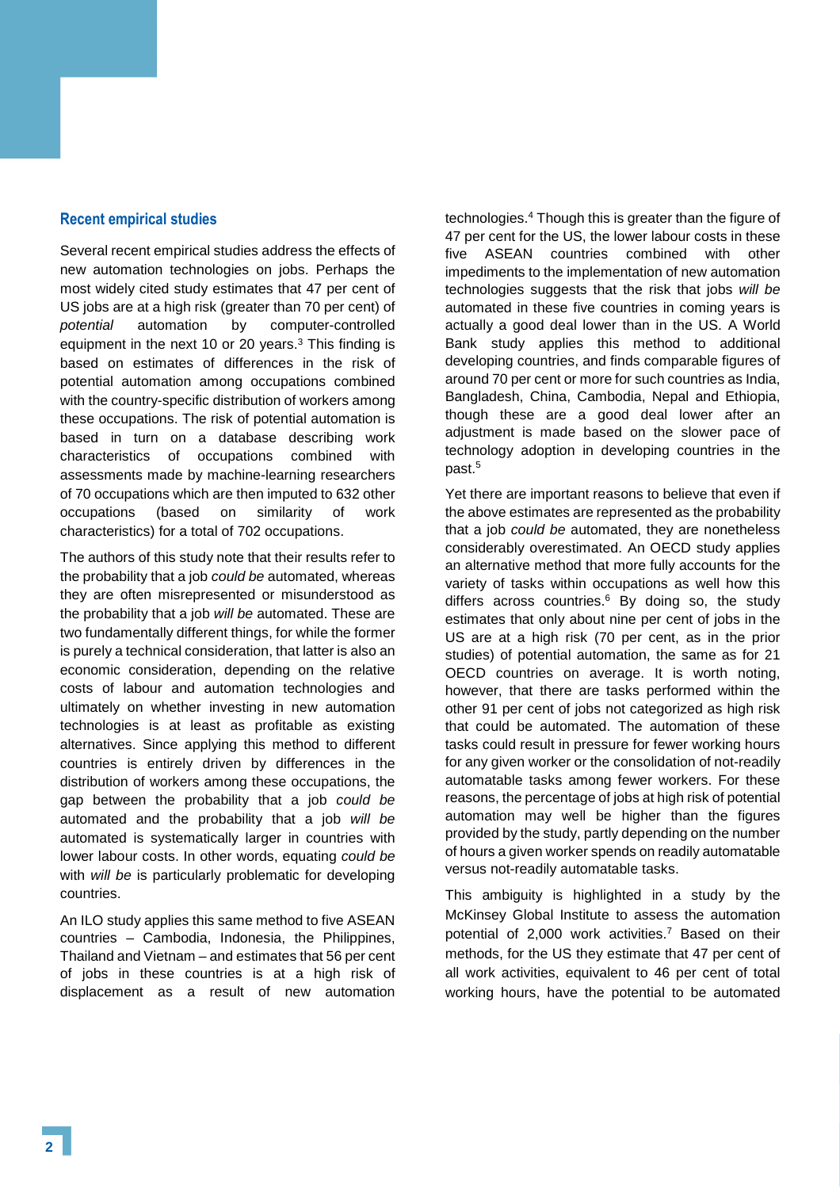### Recent empirical studies

Several recent empirical studies address the effects of new automation technologies on jobs. Perhaps the most widely cited study estimates that 47 per cent of US jobs are at a high risk (greater than 70 per cent) of *potential* automation by computer-controlled equipment in the next 10 or 20 years.[3] This finding is based on estimates of differences in the risk of potential automation among occupations combined with the country-specific distribution of workers among these occupations. The risk of potential automation is based in turn on a database describing work characteristics of occupations combined with assessments made by machine-learning researchers of 70 occupations which are then imputed to 632 other occupations (based on similarity of work characteristics) for a total of 702 occupations.

The authors of this study note that their results refer to the probability that a job *could be* automated, whereas they are often misrepresented or misunderstood as the probability that a job *will be* automated. These are two fundamentally different things, for while the former is purely a technical consideration, that latter is also an economic consideration, depending on the relative costs of labour and automation technologies and ultimately on whether investing in new automation technologies is at least as profitable as existing alternatives. Since applying this method to different countries is entirely driven by differences in the distribution of workers among these occupations, the gap between the probability that a job *could be* automated and the probability that a job *will be* automated is systematically larger in countries with lower labour costs. In other words, equating *could be* with *will be* is particularly problematic for developing countries.

An ILO study applies this same method to five ASEAN countries – Cambodia, Indonesia, the Philippines, Thailand and Vietnam – and estimates that 56 per cent of jobs in these countries is at a high risk of displacement as a result of new automation technologies.[4] Though this is greater than the figure of 47 per cent for the US, the lower labour costs in these five ASEAN countries combined with other impediments to the implementation of new automation technologies suggests that the risk that jobs *will be* automated in these five countries in coming years is actually a good deal lower than in the US. A World Bank study applies this method to additional developing countries, and finds comparable figures of around 70 per cent or more for such countries as India, Bangladesh, China, Cambodia, Nepal and Ethiopia, though these are a good deal lower after an adjustment is made based on the slower pace of technology adoption in developing countries in the past.[5]

Yet there are important reasons to believe that even if the above estimates are represented as the probability that a job *could be* automated, they are nonetheless considerably overestimated. An OECD study applies an alternative method that more fully accounts for the variety of tasks within occupations as well how this differs across countries.[6] By doing so, the study estimates that only about nine per cent of jobs in the US are at a high risk (70 per cent, as in the prior studies) of potential automation, the same as for 21 OECD countries on average. It is worth noting, however, that there are tasks performed within the other 91 per cent of jobs not categorized as high risk that could be automated. The automation of these tasks could result in pressure for fewer working hours for any given worker or the consolidation of not-readily automatable tasks among fewer workers. For these reasons, the percentage of jobs at high risk of potential automation may well be higher than the figures provided by the study, partly depending on the number of hours a given worker spends on readily automatable versus not-readily automatable tasks.

This ambiguity is highlighted in a study by the McKinsey Global Institute to assess the automation potential of 2,000 work activities.[7] Based on their methods, for the US they estimate that 47 per cent of all work activities, equivalent to 46 per cent of total working hours, have the potential to be automated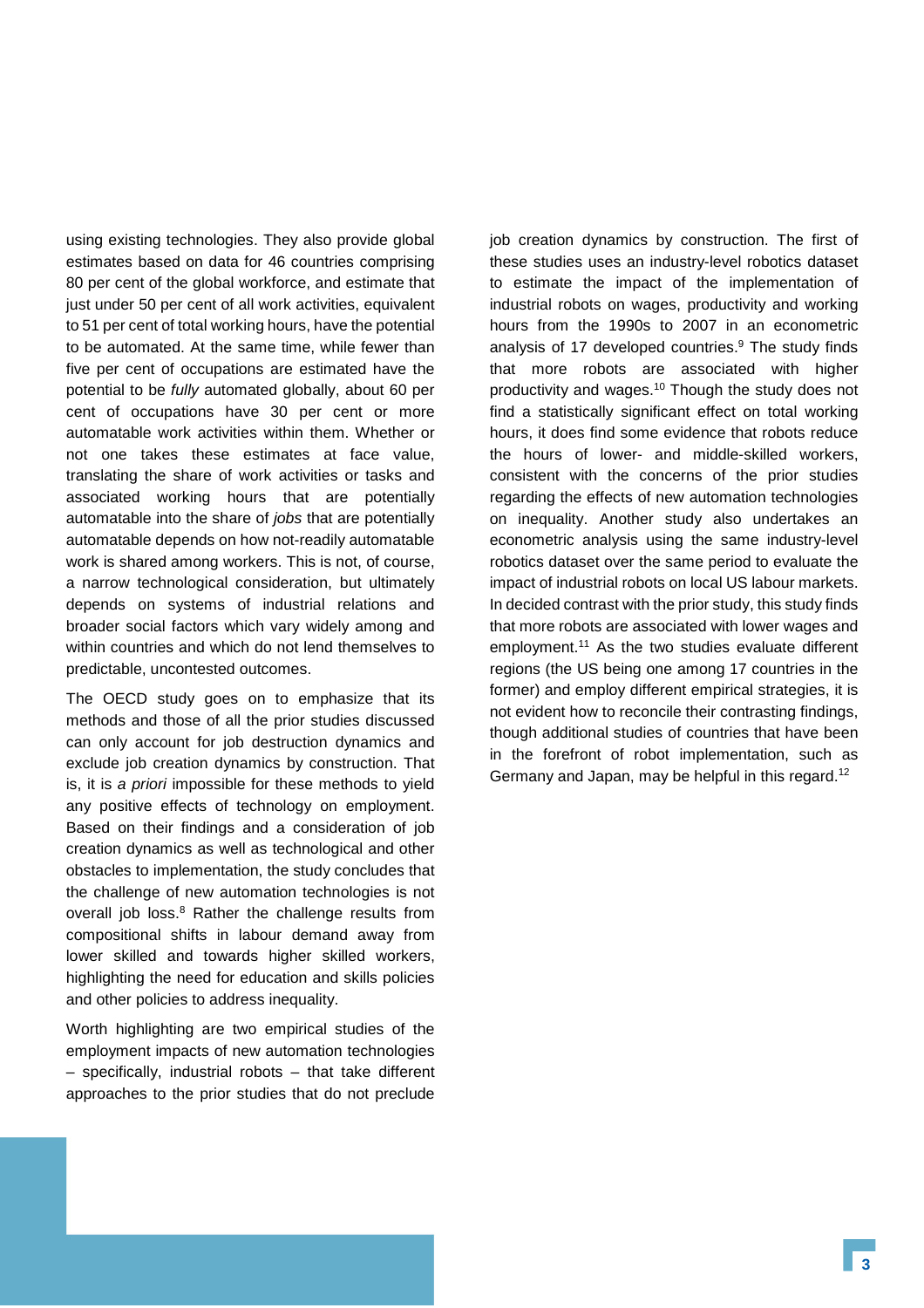using existing technologies. They also provide global estimates based on data for 46 countries comprising 80 per cent of the global workforce, and estimate that just under 50 per cent of all work activities, equivalent to 51 per cent of total working hours, have the potential to be automated. At the same time, while fewer than five per cent of occupations are estimated have the potential to be *fully* automated globally, about 60 per cent of occupations have 30 per cent or more automatable work activities within them. Whether or not one takes these estimates at face value, translating the share of work activities or tasks and associated working hours that are potentially automatable into the share of *jobs* that are potentially automatable depends on how not-readily automatable work is shared among workers. This is not, of course, a narrow technological consideration, but ultimately depends on systems of industrial relations and broader social factors which vary widely among and within countries and which do not lend themselves to predictable, uncontested outcomes.

The OECD study goes on to emphasize that its methods and those of all the prior studies discussed can only account for job destruction dynamics and exclude job creation dynamics by construction. That is, it is *a priori* impossible for these methods to yield any positive effects of technology on employment. Based on their findings and a consideration of job creation dynamics as well as technological and other obstacles to implementation, the study concludes that the challenge of new automation technologies is not overall job loss.[8] Rather the challenge results from compositional shifts in labour demand away from lower skilled and towards higher skilled workers, highlighting the need for education and skills policies and other policies to address inequality.

Worth highlighting are two empirical studies of the employment impacts of new automation technologies – specifically, industrial robots – that take different approaches to the prior studies that do not preclude job creation dynamics by construction. The first of these studies uses an industry-level robotics dataset to estimate the impact of the implementation of industrial robots on wages, productivity and working hours from the 1990s to 2007 in an econometric analysis of 17 developed countries.[9] The study finds that more robots are associated with higher productivity and wages.[10] Though the study does not find a statistically significant effect on total working hours, it does find some evidence that robots reduce the hours of lower- and middle-skilled workers, consistent with the concerns of the prior studies regarding the effects of new automation technologies on inequality. Another study also undertakes an econometric analysis using the same industry-level robotics dataset over the same period to evaluate the impact of industrial robots on local US labour markets. In decided contrast with the prior study, this study finds that more robots are associated with lower wages and employment.[11] As the two studies evaluate different regions (the US being one among 17 countries in the former) and employ different empirical strategies, it is not evident how to reconcile their contrasting findings, though additional studies of countries that have been in the forefront of robot implementation, such as Germany and Japan, may be helpful in this regard.[12]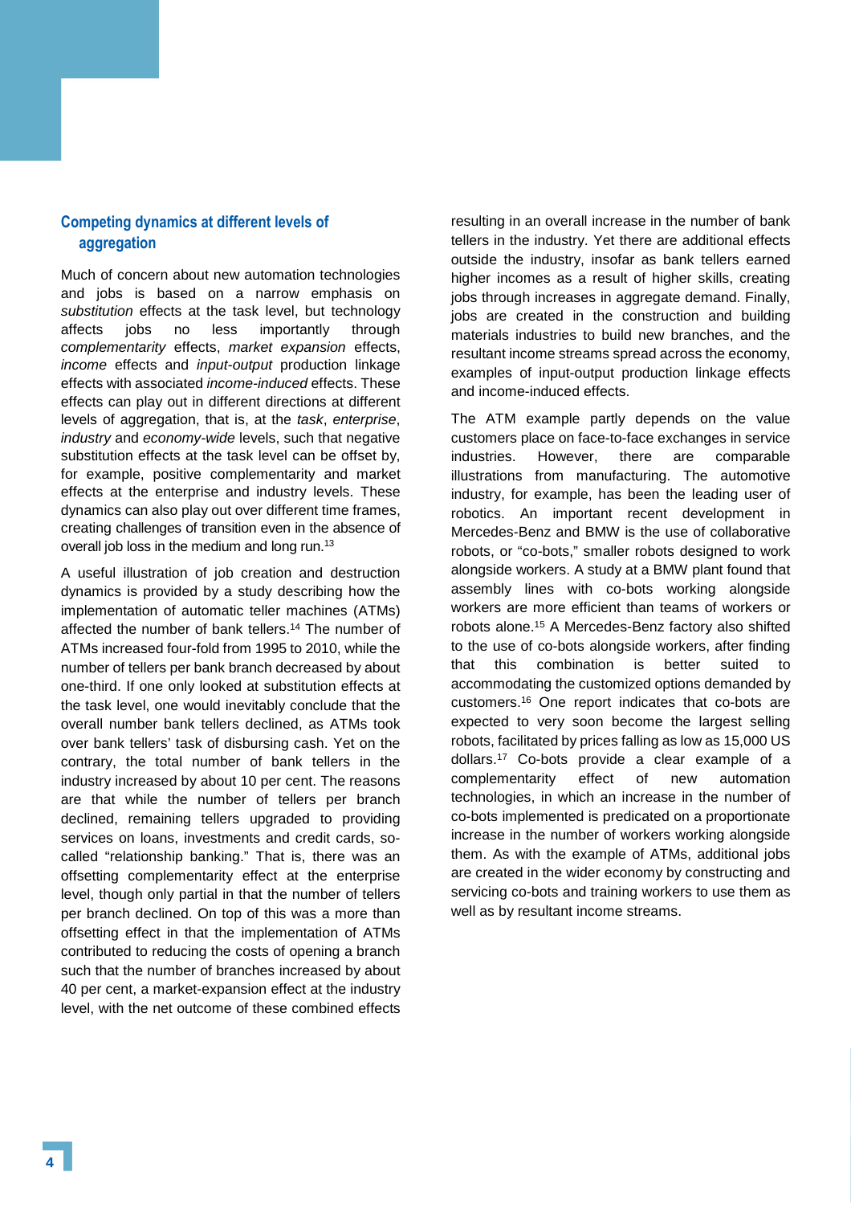## Competing dynamics at different levels of aggregation

Much of concern about new automation technologies and jobs is based on a narrow emphasis on *substitution* effects at the task level, but technology affects jobs no less importantly through *complementarity* effects, *market expansion* effects, *income* effects and *input-output* production linkage effects with associated *income-induced* effects. These effects can play out in different directions at different levels of aggregation, that is, at the *task*, *enterprise*, *industry* and *economy-wide* levels, such that negative substitution effects at the task level can be offset by, for example, positive complementarity and market effects at the enterprise and industry levels. These dynamics can also play out over different time frames, creating challenges of transition even in the absence of overall job loss in the medium and long run.[13]

A useful illustration of job creation and destruction dynamics is provided by a study describing how the implementation of automatic teller machines (ATMs) affected the number of bank tellers.[14] The number of ATMs increased four-fold from 1995 to 2010, while the number of tellers per bank branch decreased by about one-third. If one only looked at substitution effects at the task level, one would inevitably conclude that the overall number bank tellers declined, as ATMs took over bank tellers' task of disbursing cash. Yet on the contrary, the total number of bank tellers in the industry increased by about 10 per cent. The reasons are that while the number of tellers per branch declined, remaining tellers upgraded to providing services on loans, investments and credit cards, so-called "relationship banking." That is, there was an offsetting complementarity effect at the enterprise level, though only partial in that the number of tellers per branch declined. On top of this was a more than offsetting effect in that the implementation of ATMs contributed to reducing the costs of opening a branch such that the number of branches increased by about 40 per cent, a market-expansion effect at the industry level, with the net outcome of these combined effects resulting in an overall increase in the number of bank tellers in the industry. Yet there are additional effects outside the industry, insofar as bank tellers earned higher incomes as a result of higher skills, creating jobs through increases in aggregate demand. Finally, jobs are created in the construction and building materials industries to build new branches, and the resultant income streams spread across the economy, examples of input-output production linkage effects and income-induced effects.

The ATM example partly depends on the value customers place on face-to-face exchanges in service industries. However, there are comparable illustrations from manufacturing. The automotive industry, for example, has been the leading user of robotics. An important recent development in Mercedes-Benz and BMW is the use of collaborative robots, or "co-bots," smaller robots designed to work alongside workers. A study at a BMW plant found that assembly lines with co-bots working alongside workers are more efficient than teams of workers or robots alone.[15] A Mercedes-Benz factory also shifted to the use of co-bots alongside workers, after finding that this combination is better suited to accommodating the customized options demanded by customers.[16] One report indicates that co-bots are expected to very soon become the largest selling robots, facilitated by prices falling as low as 15,000 US dollars.[17] Co-bots provide a clear example of a complementarity effect of new automation technologies, in which an increase in the number of co-bots implemented is predicated on a proportionate increase in the number of workers working alongside them. As with the example of ATMs, additional jobs are created in the wider economy by constructing and servicing co-bots and training workers to use them as well as by resultant income streams.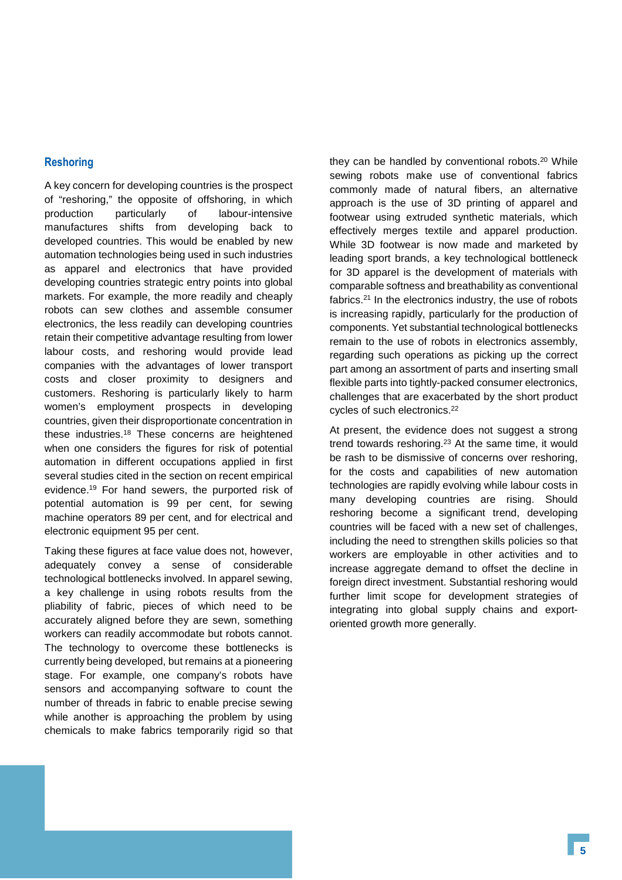## Reshoring

A key concern for developing countries is the prospect of "reshoring," the opposite of offshoring, in which production particularly of labour-intensive manufactures shifts from developing back to developed countries. This would be enabled by new automation technologies being used in such industries as apparel and electronics that have provided developing countries strategic entry points into global markets. For example, the more readily and cheaply robots can sew clothes and assemble consumer electronics, the less readily can developing countries retain their competitive advantage resulting from lower labour costs, and reshoring would provide lead companies with the advantages of lower transport costs and closer proximity to designers and customers. Reshoring is particularly likely to harm women's employment prospects in developing countries, given their disproportionate concentration in these industries.[18] These concerns are heightened when one considers the figures for risk of potential automation in different occupations applied in first several studies cited in the section on recent empirical evidence.[19] For hand sewers, the purported risk of potential automation is 99 per cent, for sewing machine operators 89 per cent, and for electrical and electronic equipment 95 per cent.

Taking these figures at face value does not, however, adequately convey a sense of considerable technological bottlenecks involved. In apparel sewing, a key challenge in using robots results from the pliability of fabric, pieces of which need to be accurately aligned before they are sewn, something workers can readily accommodate but robots cannot. The technology to overcome these bottlenecks is currently being developed, but remains at a pioneering stage. For example, one company's robots have sensors and accompanying software to count the number of threads in fabric to enable precise sewing while another is approaching the problem by using chemicals to make fabrics temporarily rigid so that they can be handled by conventional robots.[20] While sewing robots make use of conventional fabrics commonly made of natural fibers, an alternative approach is the use of 3D printing of apparel and footwear using extruded synthetic materials, which effectively merges textile and apparel production. While 3D footwear is now made and marketed by leading sport brands, a key technological bottleneck for 3D apparel is the development of materials with comparable softness and breathability as conventional fabrics.[21] In the electronics industry, the use of robots is increasing rapidly, particularly for the production of components. Yet substantial technological bottlenecks remain to the use of robots in electronics assembly, regarding such operations as picking up the correct part among an assortment of parts and inserting small flexible parts into tightly-packed consumer electronics, challenges that are exacerbated by the short product cycles of such electronics.[22]

At present, the evidence does not suggest a strong trend towards reshoring.[23] At the same time, it would be rash to be dismissive of concerns over reshoring, for the costs and capabilities of new automation technologies are rapidly evolving while labour costs in many developing countries are rising. Should reshoring become a significant trend, developing countries will be faced with a new set of challenges, including the need to strengthen skills policies so that workers are employable in other activities and to increase aggregate demand to offset the decline in foreign direct investment. Substantial reshoring would further limit scope for development strategies of integrating into global supply chains and export-oriented growth more generally.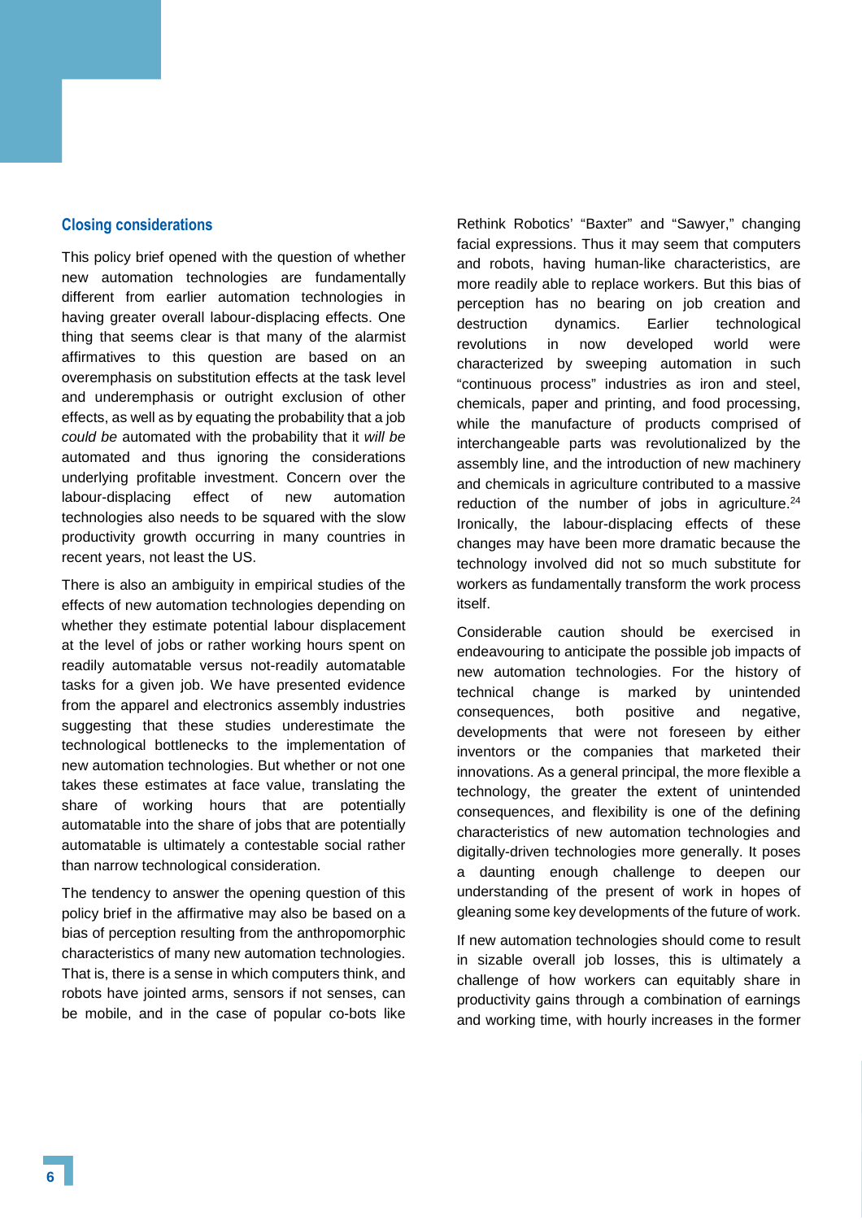## Closing considerations

This policy brief opened with the question of whether new automation technologies are fundamentally different from earlier automation technologies in having greater overall labour-displacing effects. One thing that seems clear is that many of the alarmist affirmatives to this question are based on an overemphasis on substitution effects at the task level and underemphasis or outright exclusion of other effects, as well as by equating the probability that a job *could be* automated with the probability that it *will be* automated and thus ignoring the considerations underlying profitable investment. Concern over the labour-displacing effect of new automation technologies also needs to be squared with the slow productivity growth occurring in many countries in recent years, not least the US.

There is also an ambiguity in empirical studies of the effects of new automation technologies depending on whether they estimate potential labour displacement at the level of jobs or rather working hours spent on readily automatable versus not-readily automatable tasks for a given job. We have presented evidence from the apparel and electronics assembly industries suggesting that these studies underestimate the technological bottlenecks to the implementation of new automation technologies. But whether or not one takes these estimates at face value, translating the share of working hours that are potentially automatable into the share of jobs that are potentially automatable is ultimately a contestable social rather than narrow technological consideration.

The tendency to answer the opening question of this policy brief in the affirmative may also be based on a bias of perception resulting from the anthropomorphic characteristics of many new automation technologies. That is, there is a sense in which computers think, and robots have jointed arms, sensors if not senses, can be mobile, and in the case of popular co-bots like Rethink Robotics' "Baxter" and "Sawyer," changing facial expressions. Thus it may seem that computers and robots, having human-like characteristics, are more readily able to replace workers. But this bias of perception has no bearing on job creation and destruction dynamics. Earlier technological revolutions in now developed world were characterized by sweeping automation in such "continuous process" industries as iron and steel, chemicals, paper and printing, and food processing, while the manufacture of products comprised of interchangeable parts was revolutionalized by the assembly line, and the introduction of new machinery and chemicals in agriculture contributed to a massive reduction of the number of jobs in agriculture.[24] Ironically, the labour-displacing effects of these changes may have been more dramatic because the technology involved did not so much substitute for workers as fundamentally transform the work process itself.

Considerable caution should be exercised in endeavouring to anticipate the possible job impacts of new automation technologies. For the history of technical change is marked by unintended consequences, both positive and negative, developments that were not foreseen by either inventors or the companies that marketed their innovations. As a general principal, the more flexible a technology, the greater the extent of unintended consequences, and flexibility is one of the defining characteristics of new automation technologies and digitally-driven technologies more generally. It poses a daunting enough challenge to deepen our understanding of the present of work in hopes of gleaning some key developments of the future of work.

If new automation technologies should come to result in sizable overall job losses, this is ultimately a challenge of how workers can equitably share in productivity gains through a combination of earnings and working time, with hourly increases in the former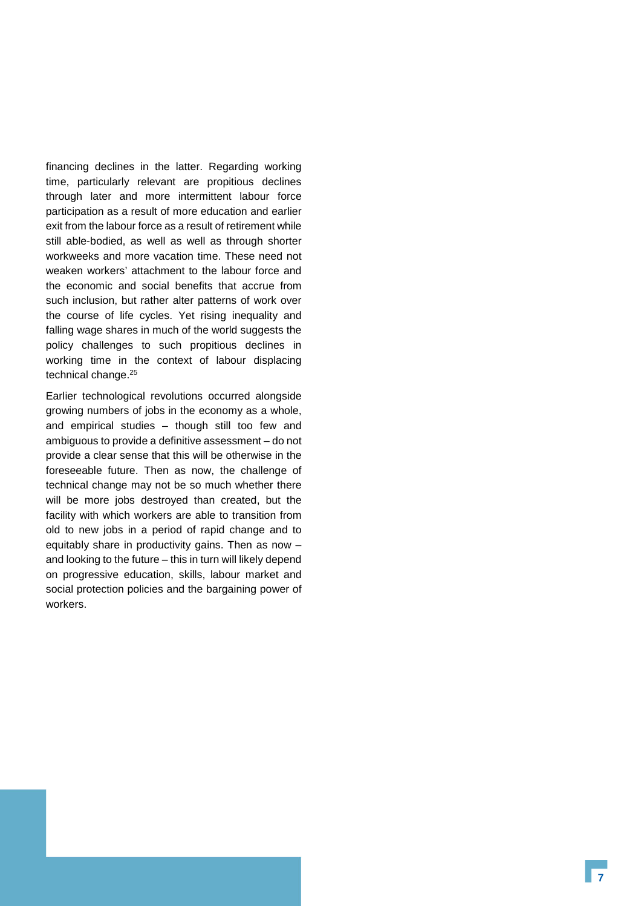financing declines in the latter. Regarding working time, particularly relevant are propitious declines through later and more intermittent labour force participation as a result of more education and earlier exit from the labour force as a result of retirement while still able-bodied, as well as well as through shorter workweeks and more vacation time. These need not weaken workers' attachment to the labour force and the economic and social benefits that accrue from such inclusion, but rather alter patterns of work over the course of life cycles. Yet rising inequality and falling wage shares in much of the world suggests the policy challenges to such propitious declines in working time in the context of labour displacing technical change.[25]

Earlier technological revolutions occurred alongside growing numbers of jobs in the economy as a whole, and empirical studies – though still too few and ambiguous to provide a definitive assessment – do not provide a clear sense that this will be otherwise in the foreseeable future. Then as now, the challenge of technical change may not be so much whether there will be more jobs destroyed than created, but the facility with which workers are able to transition from old to new jobs in a period of rapid change and to equitably share in productivity gains. Then as now – and looking to the future – this in turn will likely depend on progressive education, skills, labour market and social protection policies and the bargaining power of workers.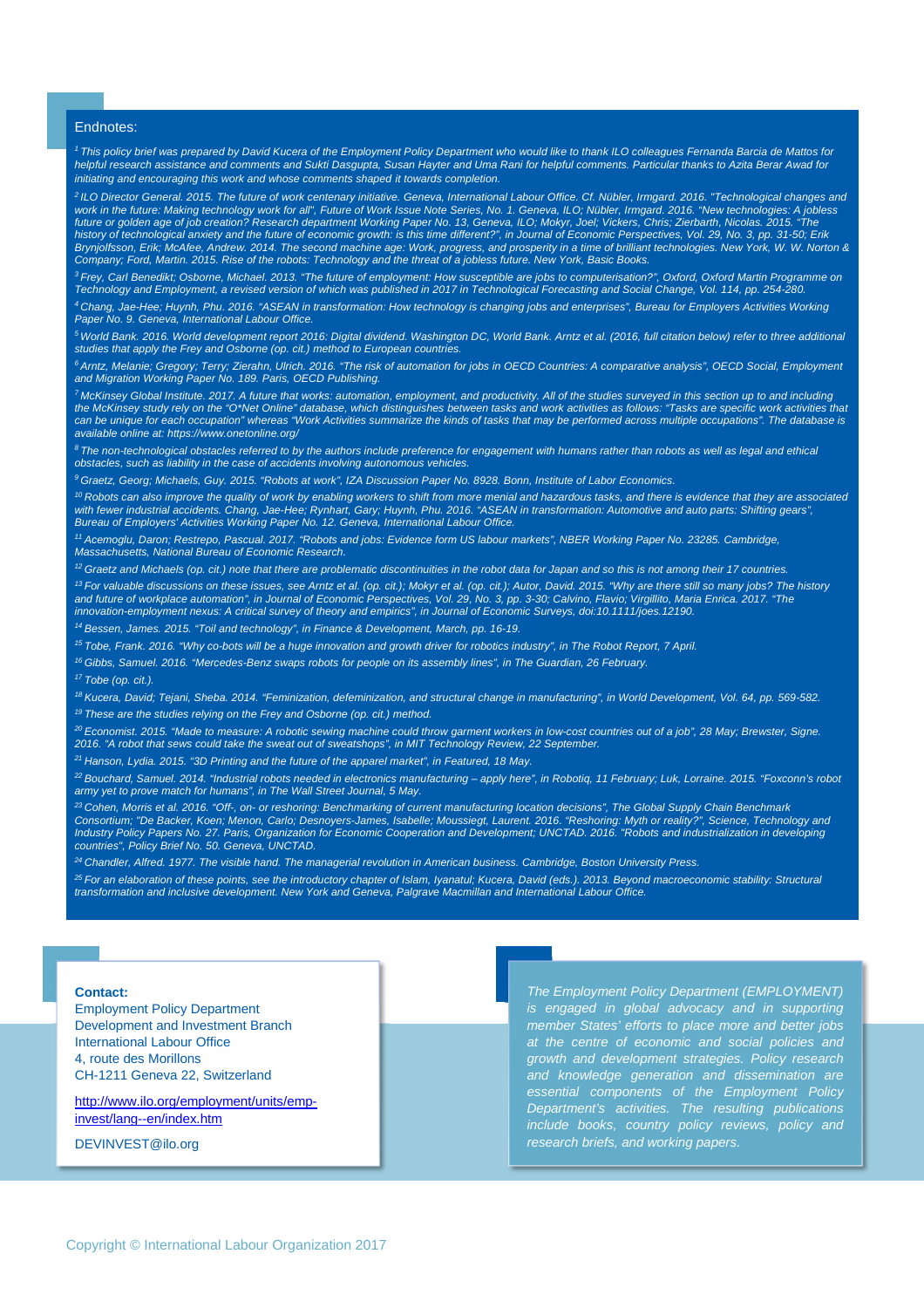## Endnotes:

[1] *This policy brief was prepared by David Kucera of the Employment Policy Department who would like to thank ILO colleagues Fernanda Barcia de Mattos for helpful research assistance and comments and Sukti Dasgupta, Susan Hayter and Uma Rani for helpful comments. Particular thanks to Azita Berar Awad for initiating and encouraging this work and whose comments shaped it towards completion.*

[2] *ILO Director General. 2015. The future of work centenary initiative. Geneva, International Labour Office. Cf. Nübler, Irmgard. 2016. "Technological changes and work in the future: Making technology work for all", Future of Work Issue Note Series, No. 1. Geneva, ILO; Nübler, Irmgard. 2016. "New technologies: A jobless future or golden age of job creation? Research department Working Paper No. 13, Geneva, ILO; Mokyr, Joel; Vickers, Chris; Zierbarth, Nicolas. 2015. "The history of technological anxiety and the future of economic growth: is this time different?", in Journal of Economic Perspectives, Vol. 29, No. 3, pp. 31-50; Erik Brynjolfsson, Erik; McAfee, Andrew. 2014. The second machine age: Work, progress, and prosperity in a time of brilliant technologies. New York, W. W. Norton & Company; Ford, Martin. 2015. Rise of the robots: Technology and the threat of a jobless future. New York, Basic Books.*

[3] *Frey, Carl Benedikt; Osborne, Michael. 2013. "The future of employment: How susceptible are jobs to computerisation?", Oxford, Oxford Martin Programme on Technology and Employment, a revised version of which was published in 2017 in Technological Forecasting and Social Change, Vol. 114, pp. 254-280.*

[4] *Chang, Jae-Hee; Huynh, Phu. 2016. "ASEAN in transformation: How technology is changing jobs and enterprises", Bureau for Employers Activities Working Paper No. 9. Geneva, International Labour Office.*

[5] *World Bank. 2016. World development report 2016: Digital dividend. Washington DC, World Bank. Arntz et al. (2016, full citation below) refer to three additional studies that apply the Frey and Osborne (op. cit.) method to European countries.*

[6] *Arntz, Melanie; Gregory; Terry; Zierahn, Ulrich. 2016. "The risk of automation for jobs in OECD Countries: A comparative analysis", OECD Social, Employment and Migration Working Paper No. 189. Paris, OECD Publishing.*

[7] *McKinsey Global Institute. 2017. A future that works: automation, employment, and productivity. All of the studies surveyed in this section up to and including the McKinsey study rely on the "O\*Net Online" database, which distinguishes between tasks and work activities as follows: "Tasks are specific work activities that can be unique for each occupation" whereas "Work Activities summarize the kinds of tasks that may be performed across multiple occupations". The database is available online at: https://www.onetonline.org/*

[8] *The non-technological obstacles referred to by the authors include preference for engagement with humans rather than robots as well as legal and ethical obstacles, such as liability in the case of accidents involving autonomous vehicles.*

[9] *Graetz, Georg; Michaels, Guy. 2015. "Robots at work", IZA Discussion Paper No. 8928. Bonn, Institute of Labor Economics.*

[10] *Robots can also improve the quality of work by enabling workers to shift from more menial and hazardous tasks, and there is evidence that they are associated with fewer industrial accidents. Chang, Jae-Hee; Rynhart, Gary; Huynh, Phu. 2016. "ASEAN in transformation: Automotive and auto parts: Shifting gears", Bureau of Employers' Activities Working Paper No. 12. Geneva, International Labour Office.*

[11] *Acemoglu, Daron; Restrepo, Pascual. 2017. "Robots and jobs: Evidence form US labour markets", NBER Working Paper No. 23285. Cambridge, Massachusetts, National Bureau of Economic Research.*

[12] *Graetz and Michaels (op. cit.) note that there are problematic discontinuities in the robot data for Japan and so this is not among their 17 countries.*

[13] *For valuable discussions on these issues, see Arntz et al. (op. cit.); Mokyr et al. (op. cit.); Autor, David. 2015. "Why are there still so many jobs? The history and future of workplace automation", in Journal of Economic Perspectives, Vol. 29, No. 3, pp. 3-30; Calvino, Flavio; Virgillito, Maria Enrica. 2017. "The innovation-employment nexus: A critical survey of theory and empirics", in Journal of Economic Surveys, doi:10.1111/joes.12190.*

[14] *Bessen, James. 2015. "Toil and technology", in Finance & Development, March, pp. 16-19.*

[15] *Tobe, Frank. 2016. "Why co-bots will be a huge innovation and growth driver for robotics industry", in The Robot Report, 7 April.*

[16] *Gibbs, Samuel. 2016. "Mercedes-Benz swaps robots for people on its assembly lines", in The Guardian, 26 February.*

[17] *Tobe (op. cit.).*

[18] *Kucera, David; Tejani, Sheba. 2014. "Feminization, defeminization, and structural change in manufacturing", in World Development, Vol. 64, pp. 569-582.*

[19] *These are the studies relying on the Frey and Osborne (op. cit.) method.*

[20] *Economist. 2015. "Made to measure: A robotic sewing machine could throw garment workers in low-cost countries out of a job", 28 May; Brewster, Signe. 2016. "A robot that sews could take the sweat out of sweatshops", in MIT Technology Review, 22 September.*

[21] *Hanson, Lydia. 2015. "3D Printing and the future of the apparel market", in Featured, 18 May.*

[22] *Bouchard, Samuel. 2014. "Industrial robots needed in electronics manufacturing – apply here", in Robotiq, 11 February; Luk, Lorraine. 2015. "Foxconn's robot army yet to prove match for humans", in The Wall Street Journal, 5 May.*

[23] *Cohen, Morris et al. 2016. "Off-, on- or reshoring: Benchmarking of current manufacturing location decisions", The Global Supply Chain Benchmark Consortium; "De Backer, Koen; Menon, Carlo; Desnoyers-James, Isabelle; Moussiegt, Laurent. 2016. "Reshoring: Myth or reality?", Science, Technology and Industry Policy Papers No. 27. Paris, Organization for Economic Cooperation and Development; UNCTAD. 2016. "Robots and industrialization in developing countries", Policy Brief No. 50. Geneva, UNCTAD.*

[24] *Chandler, Alfred. 1977. The visible hand. The managerial revolution in American business. Cambridge, Boston University Press.*

[25] *For an elaboration of these points, see the introductory chapter of Islam, Iyanatul; Kucera, David (eds.). 2013. Beyond macroeconomic stability: Structural transformation and inclusive development. New York and Geneva, Palgrave Macmillan and International Labour Office.*

**Contact:**
Employment Policy Department
Development and Investment Branch
International Labour Office
4, route des Morillons
CH-1211 Geneva 22, Switzerland

http://www.ilo.org/employment/units/emp-invest/lang--en/index.htm

DEVINVEST@ilo.org

*The Employment Policy Department (EMPLOYMENT) is engaged in global advocacy and in supporting member States' efforts to place more and better jobs at the centre of economic and social policies and growth and development strategies. Policy research and knowledge generation and dissemination are essential components of the Employment Policy Department's activities. The resulting publications include books, country policy reviews, policy and research briefs, and working papers.*

Copyright © International Labour Organization 2017